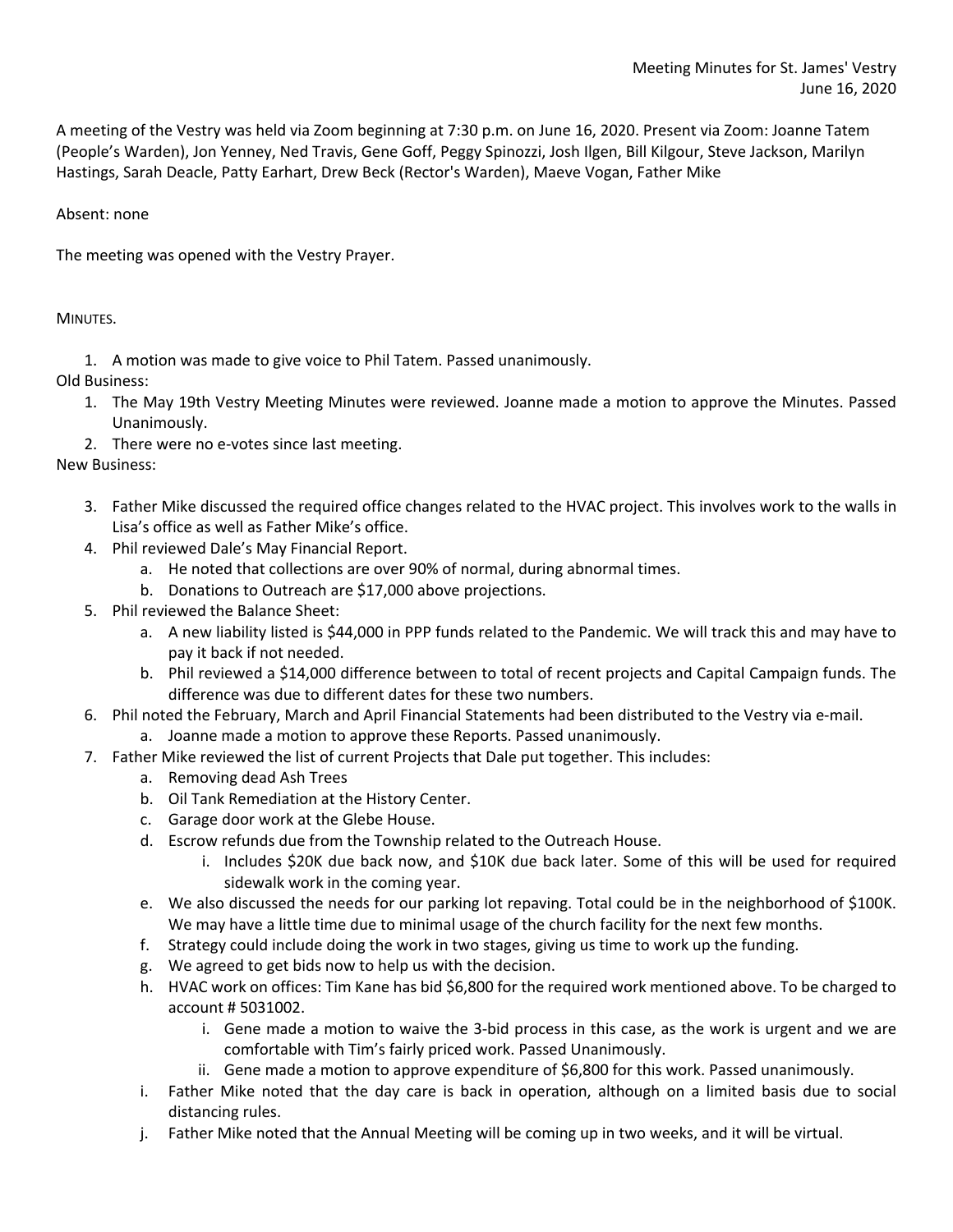Meeting Minutes for St. James' Vestry
June 16, 2020

A meeting of the Vestry was held via Zoom beginning at 7:30 p.m. on June 16, 2020. Present via Zoom: Joanne Tatem (People's Warden), Jon Yenney, Ned Travis, Gene Goff, Peggy Spinozzi, Josh Ilgen, Bill Kilgour, Steve Jackson, Marilyn Hastings, Sarah Deacle, Patty Earhart, Drew Beck (Rector's Warden), Maeve Vogan, Father Mike

Absent: none

The meeting was opened with the Vestry Prayer.

MINUTES.

1. A motion was made to give voice to Phil Tatem. Passed unanimously.

Old Business:

1. The May 19th Vestry Meeting Minutes were reviewed. Joanne made a motion to approve the Minutes. Passed Unanimously.
2. There were no e-votes since last meeting.

New Business:

3. Father Mike discussed the required office changes related to the HVAC project. This involves work to the walls in Lisa's office as well as Father Mike's office.
4. Phil reviewed Dale's May Financial Report.
   a. He noted that collections are over 90% of normal, during abnormal times.
   b. Donations to Outreach are $17,000 above projections.
5. Phil reviewed the Balance Sheet:
   a. A new liability listed is $44,000 in PPP funds related to the Pandemic. We will track this and may have to pay it back if not needed.
   b. Phil reviewed a $14,000 difference between to total of recent projects and Capital Campaign funds. The difference was due to different dates for these two numbers.
6. Phil noted the February, March and April Financial Statements had been distributed to the Vestry via e-mail.
   a. Joanne made a motion to approve these Reports. Passed unanimously.
7. Father Mike reviewed the list of current Projects that Dale put together. This includes:
   a. Removing dead Ash Trees
   b. Oil Tank Remediation at the History Center.
   c. Garage door work at the Glebe House.
   d. Escrow refunds due from the Township related to the Outreach House.
      i. Includes $20K due back now, and $10K due back later. Some of this will be used for required sidewalk work in the coming year.
   e. We also discussed the needs for our parking lot repaving. Total could be in the neighborhood of $100K. We may have a little time due to minimal usage of the church facility for the next few months.
   f. Strategy could include doing the work in two stages, giving us time to work up the funding.
   g. We agreed to get bids now to help us with the decision.
   h. HVAC work on offices: Tim Kane has bid $6,800 for the required work mentioned above. To be charged to account # 5031002.
      i. Gene made a motion to waive the 3-bid process in this case, as the work is urgent and we are comfortable with Tim's fairly priced work. Passed Unanimously.
      ii. Gene made a motion to approve expenditure of $6,800 for this work. Passed unanimously.
   i. Father Mike noted that the day care is back in operation, although on a limited basis due to social distancing rules.
   j. Father Mike noted that the Annual Meeting will be coming up in two weeks, and it will be virtual.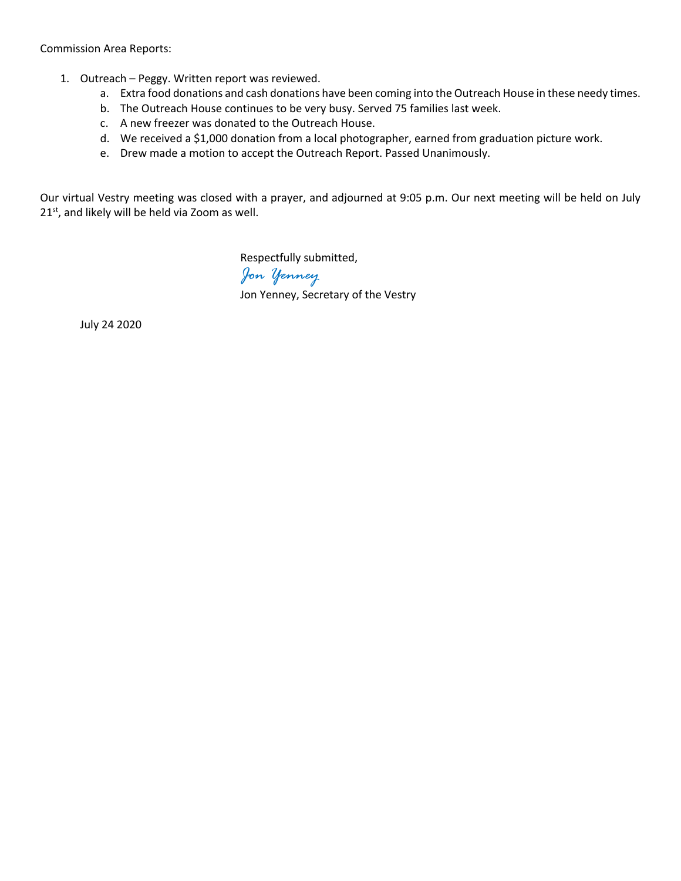Commission Area Reports:

1. Outreach – Peggy. Written report was reviewed.
   a. Extra food donations and cash donations have been coming into the Outreach House in these needy times.
   b. The Outreach House continues to be very busy. Served 75 families last week.
   c. A new freezer was donated to the Outreach House.
   d. We received a $1,000 donation from a local photographer, earned from graduation picture work.
   e. Drew made a motion to accept the Outreach Report. Passed Unanimously.

Our virtual Vestry meeting was closed with a prayer, and adjourned at 9:05 p.m. Our next meeting will be held on July 21st, and likely will be held via Zoom as well.

Respectfully submitted,

*Jon Yenney*

Jon Yenney, Secretary of the Vestry

July 24 2020